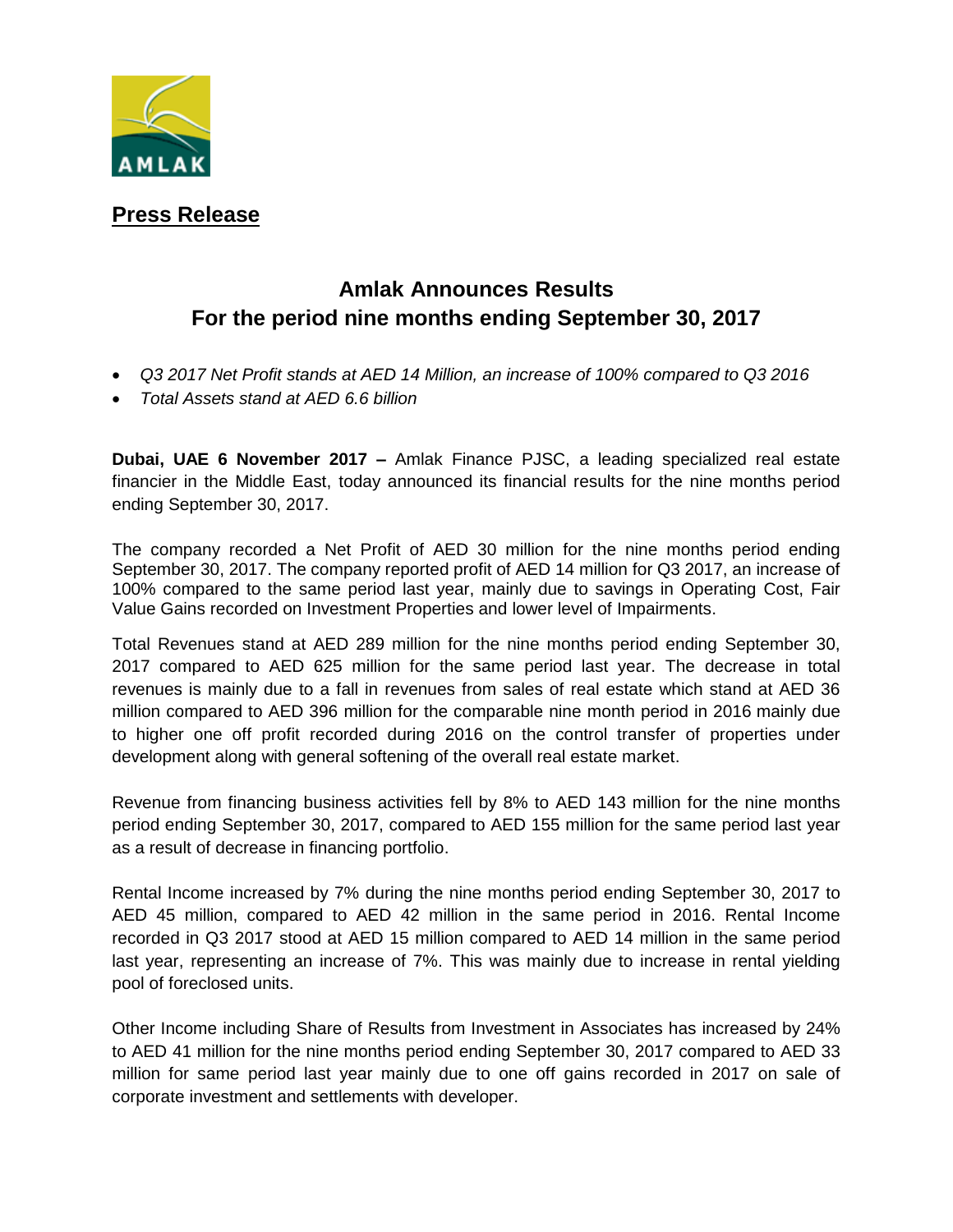AMLAK

**Press Release**

## Amlak Announces Results
## For the period nine months ending September 30, 2017

- *Q3 2017 Net Profit stands at AED 14 Million, an increase of 100% compared to Q3 2016*
- *Total Assets stand at AED 6.6 billion*

**Dubai, UAE 6 November 2017 –** Amlak Finance PJSC, a leading specialized real estate financier in the Middle East, today announced its financial results for the nine months period ending September 30, 2017.

The company recorded a Net Profit of AED 30 million for the nine months period ending September 30, 2017. The company reported profit of AED 14 million for Q3 2017, an increase of 100% compared to the same period last year, mainly due to savings in Operating Cost, Fair Value Gains recorded on Investment Properties and lower level of Impairments.

Total Revenues stand at AED 289 million for the nine months period ending September 30, 2017 compared to AED 625 million for the same period last year. The decrease in total revenues is mainly due to a fall in revenues from sales of real estate which stand at AED 36 million compared to AED 396 million for the comparable nine month period in 2016 mainly due to higher one off profit recorded during 2016 on the control transfer of properties under development along with general softening of the overall real estate market.

Revenue from financing business activities fell by 8% to AED 143 million for the nine months period ending September 30, 2017, compared to AED 155 million for the same period last year as a result of decrease in financing portfolio.

Rental Income increased by 7% during the nine months period ending September 30, 2017 to AED 45 million, compared to AED 42 million in the same period in 2016. Rental Income recorded in Q3 2017 stood at AED 15 million compared to AED 14 million in the same period last year, representing an increase of 7%. This was mainly due to increase in rental yielding pool of foreclosed units.

Other Income including Share of Results from Investment in Associates has increased by 24% to AED 41 million for the nine months period ending September 30, 2017 compared to AED 33 million for same period last year mainly due to one off gains recorded in 2017 on sale of corporate investment and settlements with developer.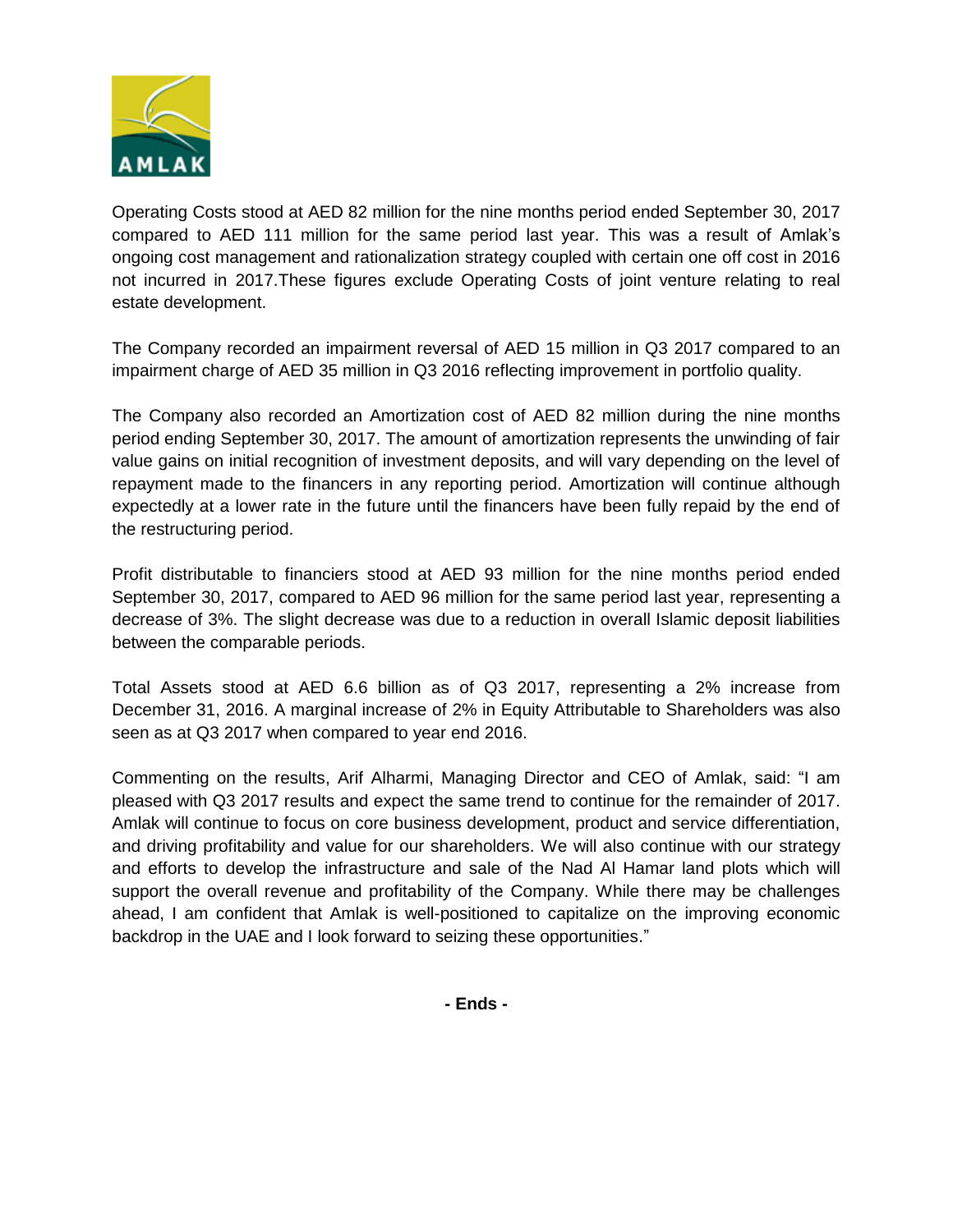Operating Costs stood at AED 82 million for the nine months period ended September 30, 2017 compared to AED 111 million for the same period last year. This was a result of Amlak's ongoing cost management and rationalization strategy coupled with certain one off cost in 2016 not incurred in 2017.These figures exclude Operating Costs of joint venture relating to real estate development.

The Company recorded an impairment reversal of AED 15 million in Q3 2017 compared to an impairment charge of AED 35 million in Q3 2016 reflecting improvement in portfolio quality.

The Company also recorded an Amortization cost of AED 82 million during the nine months period ending September 30, 2017. The amount of amortization represents the unwinding of fair value gains on initial recognition of investment deposits, and will vary depending on the level of repayment made to the financers in any reporting period. Amortization will continue although expectedly at a lower rate in the future until the financers have been fully repaid by the end of the restructuring period.

Profit distributable to financiers stood at AED 93 million for the nine months period ended September 30, 2017, compared to AED 96 million for the same period last year, representing a decrease of 3%. The slight decrease was due to a reduction in overall Islamic deposit liabilities between the comparable periods.

Total Assets stood at AED 6.6 billion as of Q3 2017, representing a 2% increase from December 31, 2016. A marginal increase of 2% in Equity Attributable to Shareholders was also seen as at Q3 2017 when compared to year end 2016.

Commenting on the results, Arif Alharmi, Managing Director and CEO of Amlak, said: "I am pleased with Q3 2017 results and expect the same trend to continue for the remainder of 2017. Amlak will continue to focus on core business development, product and service differentiation, and driving profitability and value for our shareholders. We will also continue with our strategy and efforts to develop the infrastructure and sale of the Nad Al Hamar land plots which will support the overall revenue and profitability of the Company. While there may be challenges ahead, I am confident that Amlak is well-positioned to capitalize on the improving economic backdrop in the UAE and I look forward to seizing these opportunities."

**- Ends -**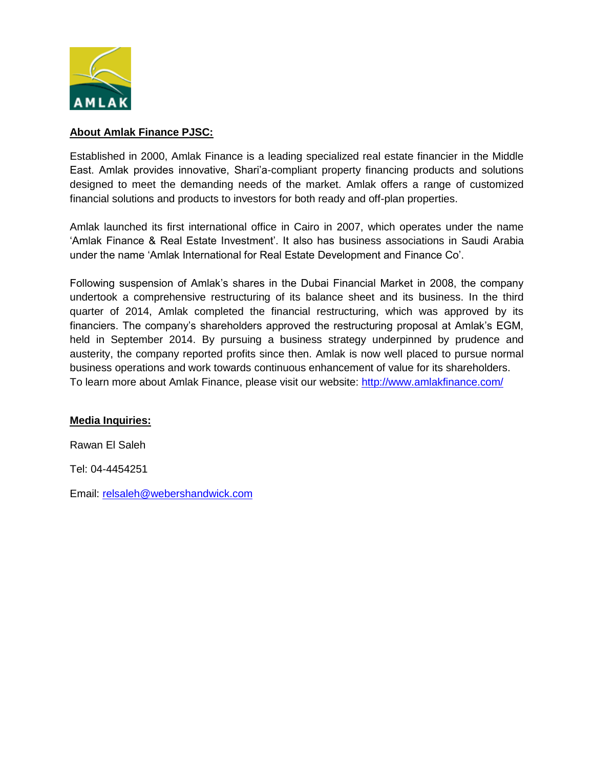**About Amlak Finance PJSC:**

Established in 2000, Amlak Finance is a leading specialized real estate financier in the Middle East. Amlak provides innovative, Shari'a-compliant property financing products and solutions designed to meet the demanding needs of the market. Amlak offers a range of customized financial solutions and products to investors for both ready and off-plan properties.

Amlak launched its first international office in Cairo in 2007, which operates under the name 'Amlak Finance & Real Estate Investment'. It also has business associations in Saudi Arabia under the name 'Amlak International for Real Estate Development and Finance Co'.

Following suspension of Amlak's shares in the Dubai Financial Market in 2008, the company undertook a comprehensive restructuring of its balance sheet and its business. In the third quarter of 2014, Amlak completed the financial restructuring, which was approved by its financiers. The company's shareholders approved the restructuring proposal at Amlak's EGM, held in September 2014. By pursuing a business strategy underpinned by prudence and austerity, the company reported profits since then. Amlak is now well placed to pursue normal business operations and work towards continuous enhancement of value for its shareholders.
To learn more about Amlak Finance, please visit our website: http://www.amlakfinance.com/

**Media Inquiries:**

Rawan El Saleh

Tel: 04-4454251

Email: relsaleh@webershandwick.com